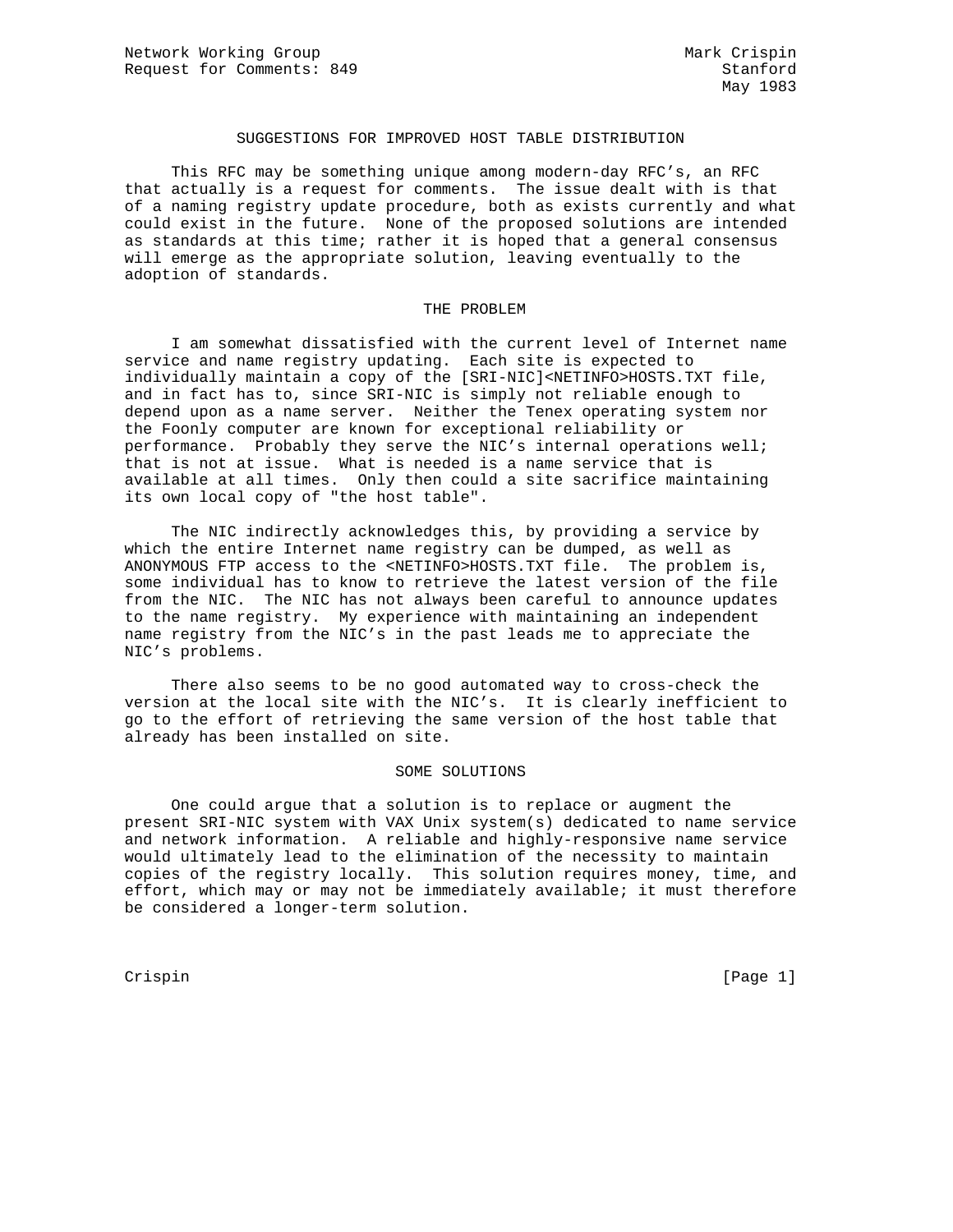Network Working Group                                          Mark Crispin
Request for Comments: 849                                          Stanford
                                                                   May 1983

# SUGGESTIONS FOR IMPROVED HOST TABLE DISTRIBUTION

This RFC may be something unique among modern-day RFC's, an RFC that actually is a request for comments. The issue dealt with is that of a naming registry update procedure, both as exists currently and what could exist in the future. None of the proposed solutions are intended as standards at this time; rather it is hoped that a general consensus will emerge as the appropriate solution, leaving eventually to the adoption of standards.

## THE PROBLEM

I am somewhat dissatisfied with the current level of Internet name service and name registry updating. Each site is expected to individually maintain a copy of the [SRI-NIC]<NETINFO>HOSTS.TXT file, and in fact has to, since SRI-NIC is simply not reliable enough to depend upon as a name server. Neither the Tenex operating system nor the Foonly computer are known for exceptional reliability or performance. Probably they serve the NIC's internal operations well; that is not at issue. What is needed is a name service that is available at all times. Only then could a site sacrifice maintaining its own local copy of "the host table".

The NIC indirectly acknowledges this, by providing a service by which the entire Internet name registry can be dumped, as well as ANONYMOUS FTP access to the <NETINFO>HOSTS.TXT file. The problem is, some individual has to know to retrieve the latest version of the file from the NIC. The NIC has not always been careful to announce updates to the name registry. My experience with maintaining an independent name registry from the NIC's in the past leads me to appreciate the NIC's problems.

There also seems to be no good automated way to cross-check the version at the local site with the NIC's. It is clearly inefficient to go to the effort of retrieving the same version of the host table that already has been installed on site.

## SOME SOLUTIONS

One could argue that a solution is to replace or augment the present SRI-NIC system with VAX Unix system(s) dedicated to name service and network information. A reliable and highly-responsive name service would ultimately lead to the elimination of the necessity to maintain copies of the registry locally. This solution requires money, time, and effort, which may or may not be immediately available; it must therefore be considered a longer-term solution.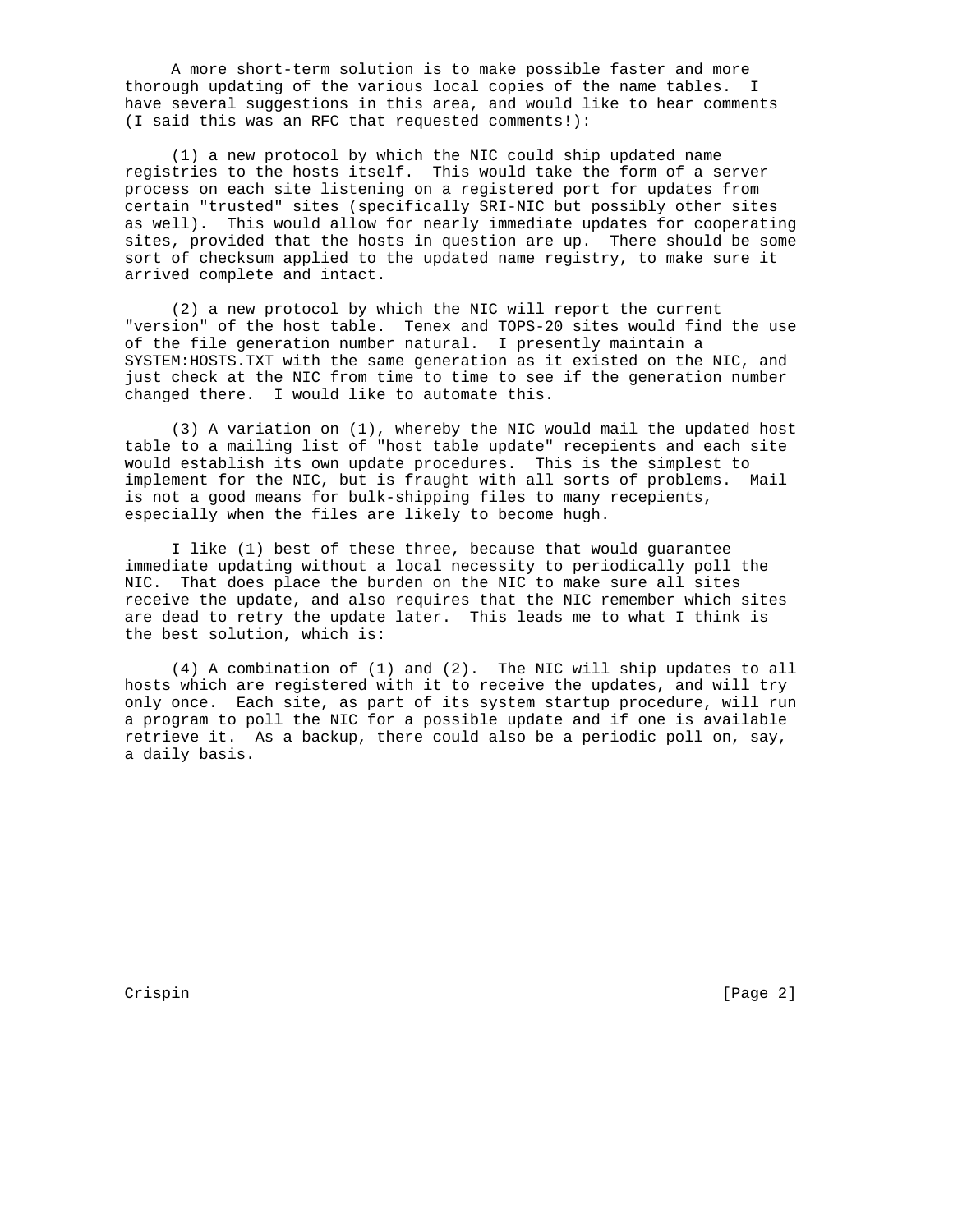A more short-term solution is to make possible faster and more thorough updating of the various local copies of the name tables. I have several suggestions in this area, and would like to hear comments (I said this was an RFC that requested comments!):

(1) a new protocol by which the NIC could ship updated name registries to the hosts itself. This would take the form of a server process on each site listening on a registered port for updates from certain "trusted" sites (specifically SRI-NIC but possibly other sites as well). This would allow for nearly immediate updates for cooperating sites, provided that the hosts in question are up. There should be some sort of checksum applied to the updated name registry, to make sure it arrived complete and intact.

(2) a new protocol by which the NIC will report the current "version" of the host table. Tenex and TOPS-20 sites would find the use of the file generation number natural. I presently maintain a SYSTEM:HOSTS.TXT with the same generation as it existed on the NIC, and just check at the NIC from time to time to see if the generation number changed there. I would like to automate this.

(3) A variation on (1), whereby the NIC would mail the updated host table to a mailing list of "host table update" recepients and each site would establish its own update procedures. This is the simplest to implement for the NIC, but is fraught with all sorts of problems. Mail is not a good means for bulk-shipping files to many recepients, especially when the files are likely to become hugh.

I like (1) best of these three, because that would guarantee immediate updating without a local necessity to periodically poll the NIC. That does place the burden on the NIC to make sure all sites receive the update, and also requires that the NIC remember which sites are dead to retry the update later. This leads me to what I think is the best solution, which is:

(4) A combination of (1) and (2). The NIC will ship updates to all hosts which are registered with it to receive the updates, and will try only once. Each site, as part of its system startup procedure, will run a program to poll the NIC for a possible update and if one is available retrieve it. As a backup, there could also be a periodic poll on, say, a daily basis.